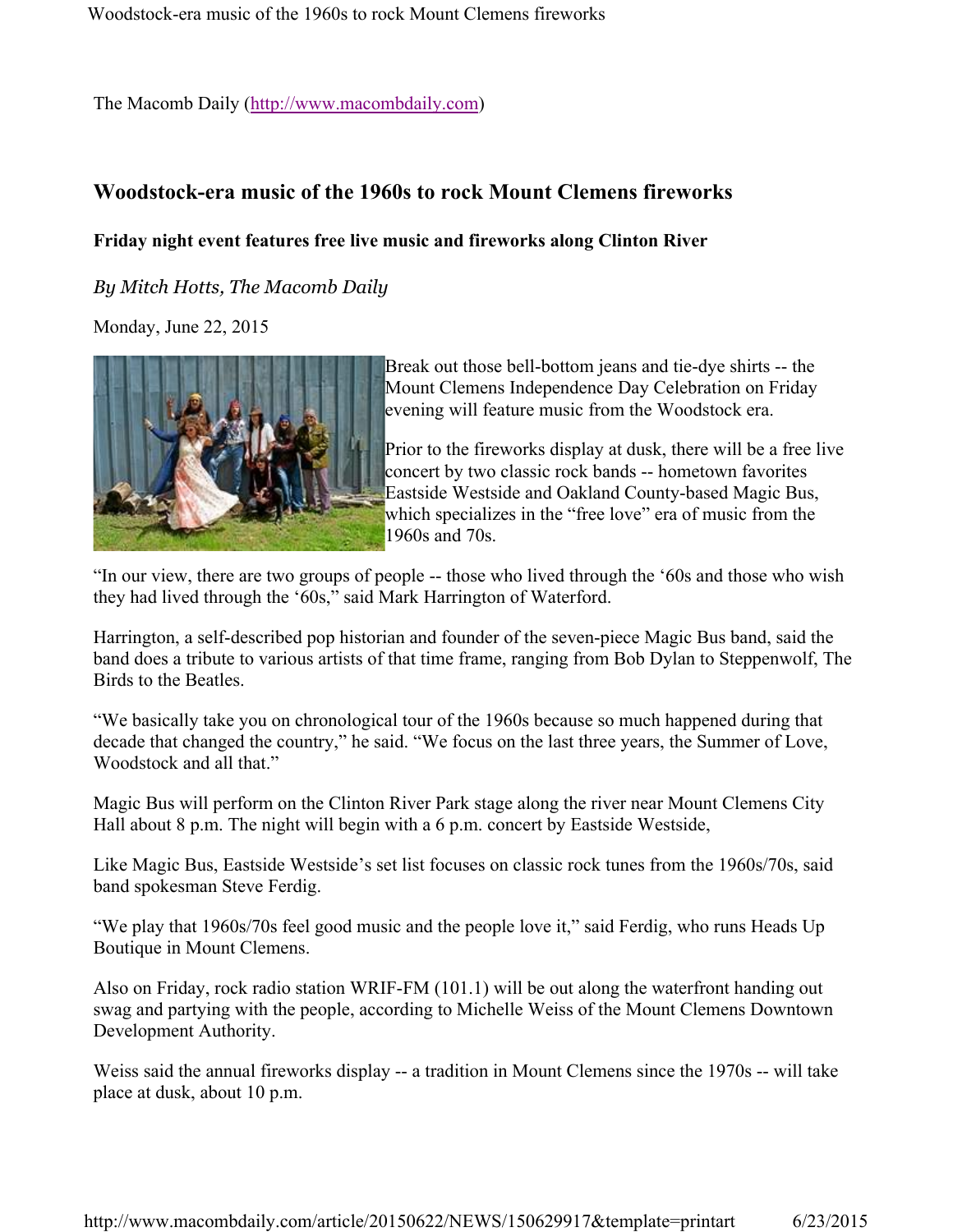The Macomb Daily (http://www.macombdaily.com)

# Woodstock-era music of the 1960s to rock Mount Clemens fireworks

**Friday night event features free live music and fireworks along Clinton River**

*By Mitch Hotts, The Macomb Daily*

Monday, June 22, 2015

Break out those bell-bottom jeans and tie-dye shirts -- the Mount Clemens Independence Day Celebration on Friday evening will feature music from the Woodstock era.

Prior to the fireworks display at dusk, there will be a free live concert by two classic rock bands -- hometown favorites Eastside Westside and Oakland County-based Magic Bus, which specializes in the "free love" era of music from the 1960s and 70s.

"In our view, there are two groups of people -- those who lived through the '60s and those who wish they had lived through the '60s," said Mark Harrington of Waterford.

Harrington, a self-described pop historian and founder of the seven-piece Magic Bus band, said the band does a tribute to various artists of that time frame, ranging from Bob Dylan to Steppenwolf, The Birds to the Beatles.

"We basically take you on chronological tour of the 1960s because so much happened during that decade that changed the country," he said. "We focus on the last three years, the Summer of Love, Woodstock and all that."

Magic Bus will perform on the Clinton River Park stage along the river near Mount Clemens City Hall about 8 p.m. The night will begin with a 6 p.m. concert by Eastside Westside,

Like Magic Bus, Eastside Westside's set list focuses on classic rock tunes from the 1960s/70s, said band spokesman Steve Ferdig.

"We play that 1960s/70s feel good music and the people love it," said Ferdig, who runs Heads Up Boutique in Mount Clemens.

Also on Friday, rock radio station WRIF-FM (101.1) will be out along the waterfront handing out swag and partying with the people, according to Michelle Weiss of the Mount Clemens Downtown Development Authority.

Weiss said the annual fireworks display -- a tradition in Mount Clemens since the 1970s -- will take place at dusk, about 10 p.m.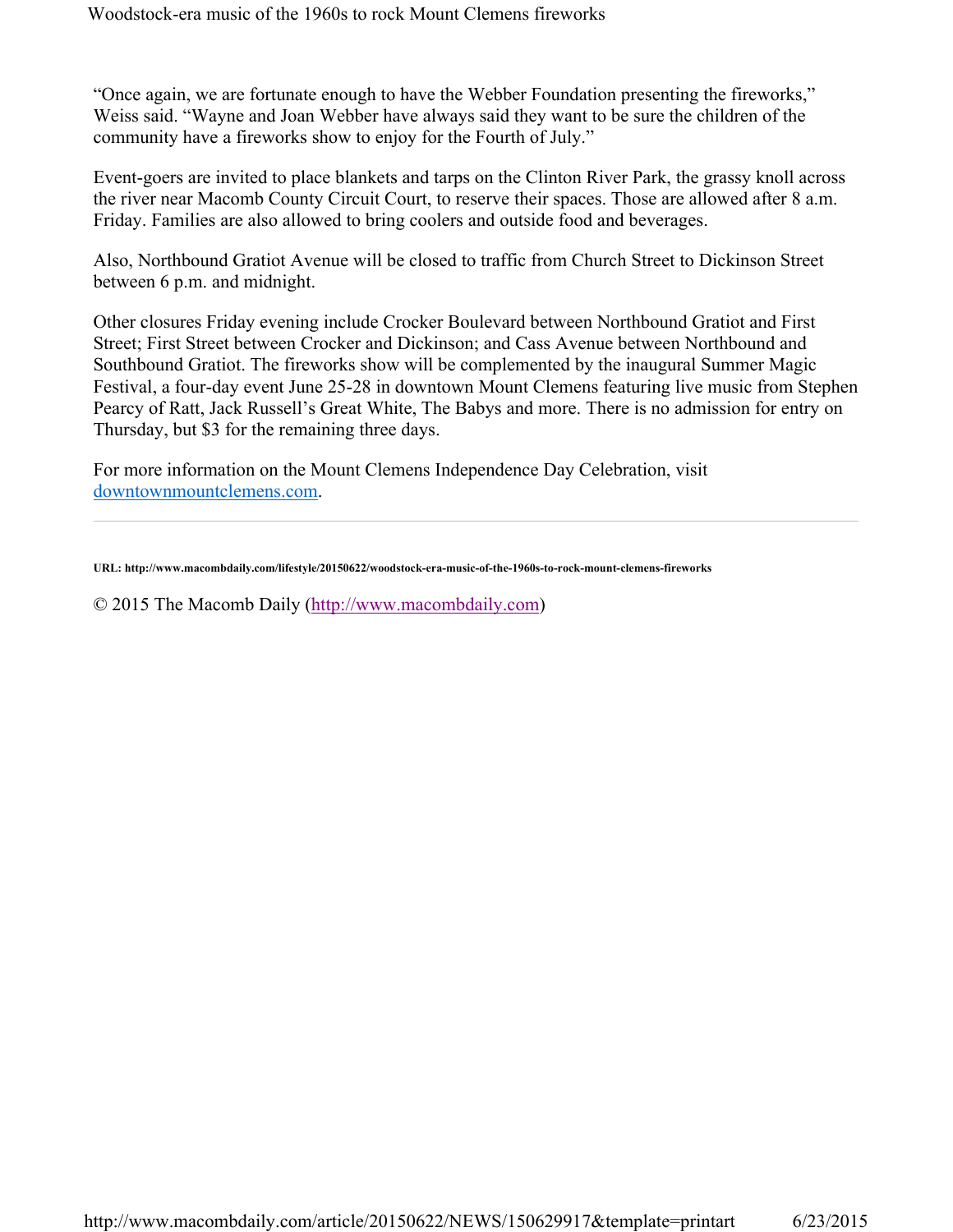"Once again, we are fortunate enough to have the Webber Foundation presenting the fireworks," Weiss said. "Wayne and Joan Webber have always said they want to be sure the children of the community have a fireworks show to enjoy for the Fourth of July."

Event-goers are invited to place blankets and tarps on the Clinton River Park, the grassy knoll across the river near Macomb County Circuit Court, to reserve their spaces. Those are allowed after 8 a.m. Friday. Families are also allowed to bring coolers and outside food and beverages.

Also, Northbound Gratiot Avenue will be closed to traffic from Church Street to Dickinson Street between 6 p.m. and midnight.

Other closures Friday evening include Crocker Boulevard between Northbound Gratiot and First Street; First Street between Crocker and Dickinson; and Cass Avenue between Northbound and Southbound Gratiot. The fireworks show will be complemented by the inaugural Summer Magic Festival, a four-day event June 25-28 in downtown Mount Clemens featuring live music from Stephen Pearcy of Ratt, Jack Russell's Great White, The Babys and more. There is no admission for entry on Thursday, but $3 for the remaining three days.

For more information on the Mount Clemens Independence Day Celebration, visit [downtownmountclemens.com](http://downtownmountclemens.com).

---

**URL: http://www.macombdaily.com/lifestyle/20150622/woodstock-era-music-of-the-1960s-to-rock-mount-clemens-fireworks**

© 2015 The Macomb Daily ([http://www.macombdaily.com](http://www.macombdaily.com))